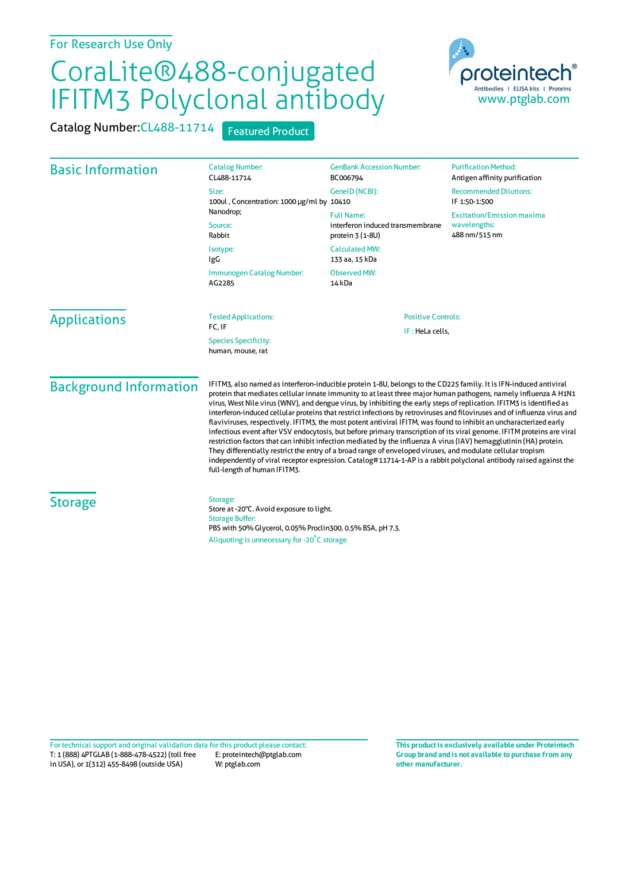For Research Use Only

# CoraLite®488-conjugated IFITM3 Polyclonal antibody

Catalog Number: CL488-11714 Featured Product

proteintech® Antibodies | ELISA kits | Proteins www.ptglab.com

## Basic Information

Catalog Number:
CL488-11714

Size:
100ul , Concentration: 1000 μg/ml by Nanodrop;

Source:
Rabbit

Isotype:
IgG

Immunogen Catalog Number:
AG2285

GenBank Accession Number:
BC006794

GeneID (NCBI):
10410

Full Name:
interferon induced transmembrane protein 3 (1-8U)

Calculated MW:
133 aa, 15 kDa

Observed MW:
14 kDa

Purification Method:
Antigen affinity purification

Recommended Dilutions:
IF 1:50-1:500

Excitation/Emission maxima wavelengths:
488 nm/515 nm

## Applications

Tested Applications:
FC, IF

Species Specificity:
human, mouse, rat

Positive Controls:

IF : HeLa cells,

## Background Information

IFITM3, also named as interferon-inducible protein 1-8U, belongs to the CD225 family. It is IFN-induced antiviral protein that mediates cellular innate immunity to at least three major human pathogens, namely influenza A H1N1 virus, West Nile virus (WNV), and dengue virus, by inhibiting the early steps of replication. IFITM3 is identified as interferon-induced cellular proteins that restrict infections by retroviruses and filoviruses and of influenza virus and flaviviruses, respectively. IFITM3, the most potent antiviral IFITM, was found to inhibit an uncharacterized early infectious event after VSV endocytosis, but before primary transcription of its viral genome. IFITM proteins are viral restriction factors that can inhibit infection mediated by the influenza A virus (IAV) hemagglutinin (HA) protein. They differentially restrict the entry of a broad range of enveloped viruses, and modulate cellular tropism independently of viral receptor expression. Catalog#11714-1-AP is a rabbit polyclonal antibody raised against the full-length of human IFITM3.

## Storage

Storage:
Store at -20°C. Avoid exposure to light.

Storage Buffer:
PBS with 50% Glycerol, 0.05% Proclin300, 0.5% BSA, pH 7.3.

Aliquoting is unnecessary for -20°C storage

For technical support and original validation data for this product please contact:
T: 1 (888) 4PTGLAB (1-888-478-4522) (toll free in USA), or 1(312) 455-8498 (outside USA)
E: proteintech@ptglab.com
W: ptglab.com

**This product is exclusively available under Proteintech Group brand and is not available to purchase from any other manufacturer.**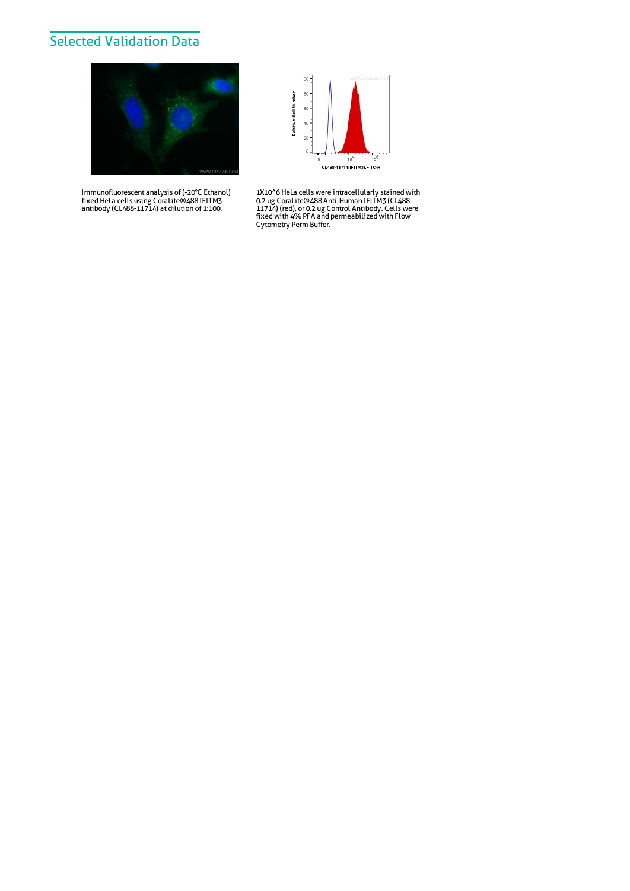## Selected Validation Data

Relative Cell Number

100
80
60
40
20
0

0
$10^4$
$10^5$

CL488-11714(IFITM3),FITC-H

Immunofluorescent analysis of (-20°C Ethanol) fixed HeLa cells using CoraLite®488 IFITM3 antibody (CL488-11714) at dilution of 1:100.

1X10^6 HeLa cells were intracellularly stained with 0.2 ug CoraLite®488 Anti-Human IFITM3 (CL488-11714) (red), or 0.2 ug Control Antibody. Cells were fixed with 4% PFA and permeabilized with Flow Cytometry Perm Buffer.